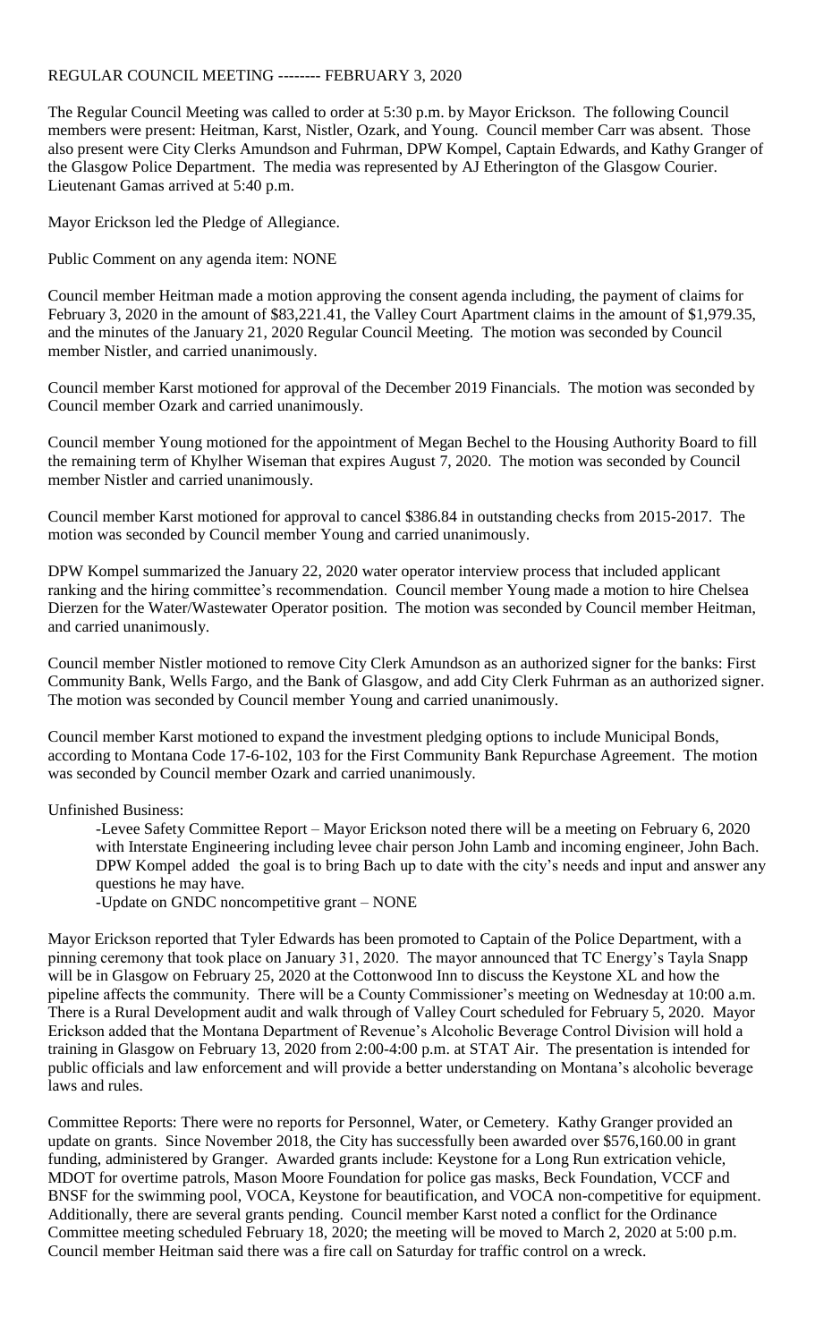REGULAR COUNCIL MEETING -------- FEBRUARY 3, 2020

The Regular Council Meeting was called to order at 5:30 p.m. by Mayor Erickson. The following Council members were present: Heitman, Karst, Nistler, Ozark, and Young. Council member Carr was absent. Those also present were City Clerks Amundson and Fuhrman, DPW Kompel, Captain Edwards, and Kathy Granger of the Glasgow Police Department. The media was represented by AJ Etherington of the Glasgow Courier. Lieutenant Gamas arrived at 5:40 p.m.

Mayor Erickson led the Pledge of Allegiance.

Public Comment on any agenda item: NONE

Council member Heitman made a motion approving the consent agenda including, the payment of claims for February 3, 2020 in the amount of $83,221.41, the Valley Court Apartment claims in the amount of $1,979.35, and the minutes of the January 21, 2020 Regular Council Meeting. The motion was seconded by Council member Nistler, and carried unanimously.

Council member Karst motioned for approval of the December 2019 Financials. The motion was seconded by Council member Ozark and carried unanimously.

Council member Young motioned for the appointment of Megan Bechel to the Housing Authority Board to fill the remaining term of Khylher Wiseman that expires August 7, 2020. The motion was seconded by Council member Nistler and carried unanimously.

Council member Karst motioned for approval to cancel $386.84 in outstanding checks from 2015-2017. The motion was seconded by Council member Young and carried unanimously.

DPW Kompel summarized the January 22, 2020 water operator interview process that included applicant ranking and the hiring committee's recommendation. Council member Young made a motion to hire Chelsea Dierzen for the Water/Wastewater Operator position. The motion was seconded by Council member Heitman, and carried unanimously.

Council member Nistler motioned to remove City Clerk Amundson as an authorized signer for the banks: First Community Bank, Wells Fargo, and the Bank of Glasgow, and add City Clerk Fuhrman as an authorized signer. The motion was seconded by Council member Young and carried unanimously.

Council member Karst motioned to expand the investment pledging options to include Municipal Bonds, according to Montana Code 17-6-102, 103 for the First Community Bank Repurchase Agreement. The motion was seconded by Council member Ozark and carried unanimously.

Unfinished Business:

-Levee Safety Committee Report – Mayor Erickson noted there will be a meeting on February 6, 2020 with Interstate Engineering including levee chair person John Lamb and incoming engineer, John Bach. DPW Kompel added the goal is to bring Bach up to date with the city's needs and input and answer any questions he may have.

-Update on GNDC noncompetitive grant – NONE

Mayor Erickson reported that Tyler Edwards has been promoted to Captain of the Police Department, with a pinning ceremony that took place on January 31, 2020. The mayor announced that TC Energy's Tayla Snapp will be in Glasgow on February 25, 2020 at the Cottonwood Inn to discuss the Keystone XL and how the pipeline affects the community. There will be a County Commissioner's meeting on Wednesday at 10:00 a.m. There is a Rural Development audit and walk through of Valley Court scheduled for February 5, 2020. Mayor Erickson added that the Montana Department of Revenue's Alcoholic Beverage Control Division will hold a training in Glasgow on February 13, 2020 from 2:00-4:00 p.m. at STAT Air. The presentation is intended for public officials and law enforcement and will provide a better understanding on Montana's alcoholic beverage laws and rules.

Committee Reports: There were no reports for Personnel, Water, or Cemetery. Kathy Granger provided an update on grants. Since November 2018, the City has successfully been awarded over $576,160.00 in grant funding, administered by Granger. Awarded grants include: Keystone for a Long Run extrication vehicle, MDOT for overtime patrols, Mason Moore Foundation for police gas masks, Beck Foundation, VCCF and BNSF for the swimming pool, VOCA, Keystone for beautification, and VOCA non-competitive for equipment. Additionally, there are several grants pending. Council member Karst noted a conflict for the Ordinance Committee meeting scheduled February 18, 2020; the meeting will be moved to March 2, 2020 at 5:00 p.m. Council member Heitman said there was a fire call on Saturday for traffic control on a wreck.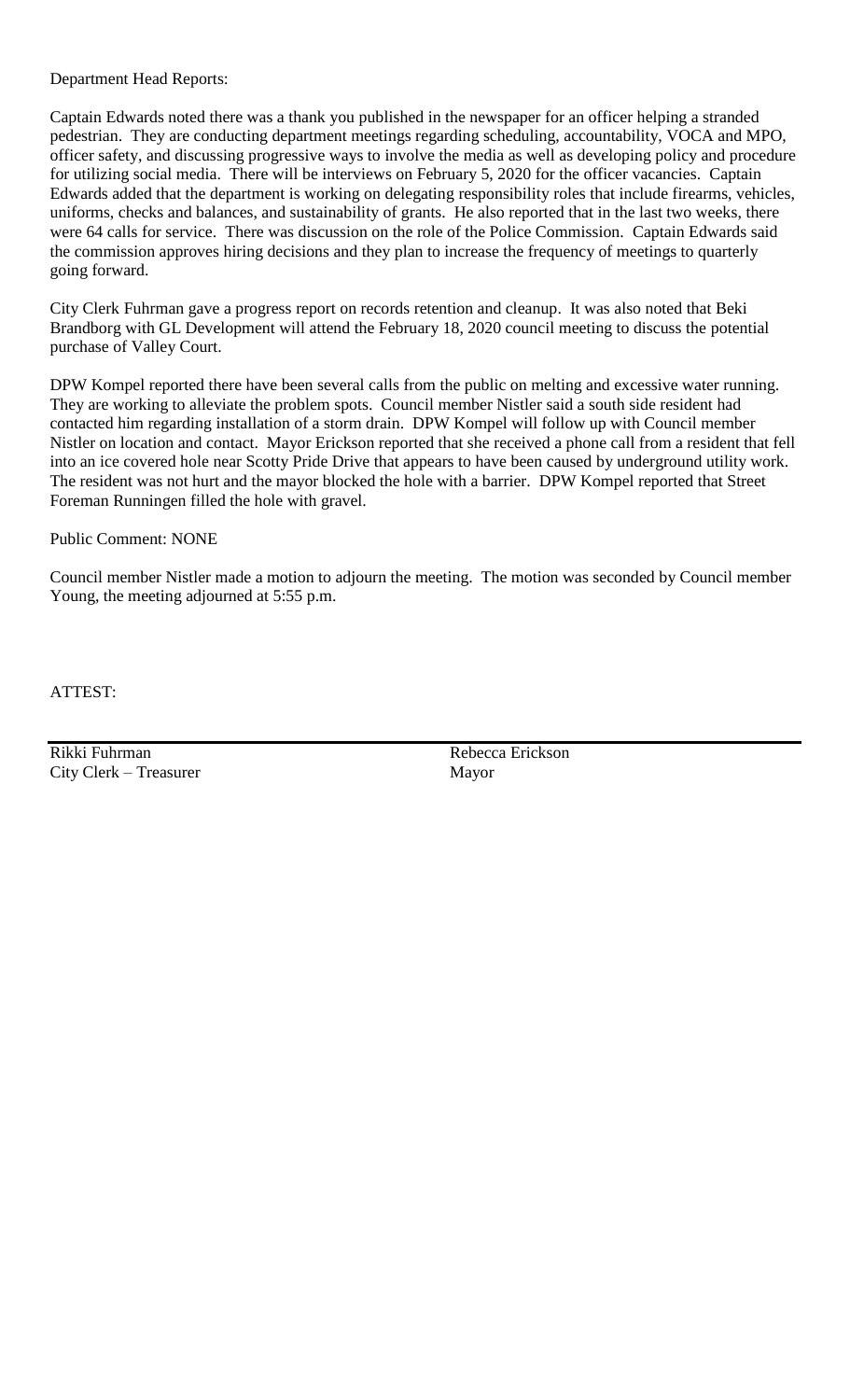Department Head Reports:

Captain Edwards noted there was a thank you published in the newspaper for an officer helping a stranded pedestrian. They are conducting department meetings regarding scheduling, accountability, VOCA and MPO, officer safety, and discussing progressive ways to involve the media as well as developing policy and procedure for utilizing social media. There will be interviews on February 5, 2020 for the officer vacancies. Captain Edwards added that the department is working on delegating responsibility roles that include firearms, vehicles, uniforms, checks and balances, and sustainability of grants. He also reported that in the last two weeks, there were 64 calls for service. There was discussion on the role of the Police Commission. Captain Edwards said the commission approves hiring decisions and they plan to increase the frequency of meetings to quarterly going forward.

City Clerk Fuhrman gave a progress report on records retention and cleanup. It was also noted that Beki Brandborg with GL Development will attend the February 18, 2020 council meeting to discuss the potential purchase of Valley Court.

DPW Kompel reported there have been several calls from the public on melting and excessive water running. They are working to alleviate the problem spots. Council member Nistler said a south side resident had contacted him regarding installation of a storm drain. DPW Kompel will follow up with Council member Nistler on location and contact. Mayor Erickson reported that she received a phone call from a resident that fell into an ice covered hole near Scotty Pride Drive that appears to have been caused by underground utility work. The resident was not hurt and the mayor blocked the hole with a barrier. DPW Kompel reported that Street Foreman Runningen filled the hole with gravel.

Public Comment: NONE

Council member Nistler made a motion to adjourn the meeting. The motion was seconded by Council member Young, the meeting adjourned at 5:55 p.m.

ATTEST:

Rikki Fuhrman
City Clerk – Treasurer

Rebecca Erickson
Mayor